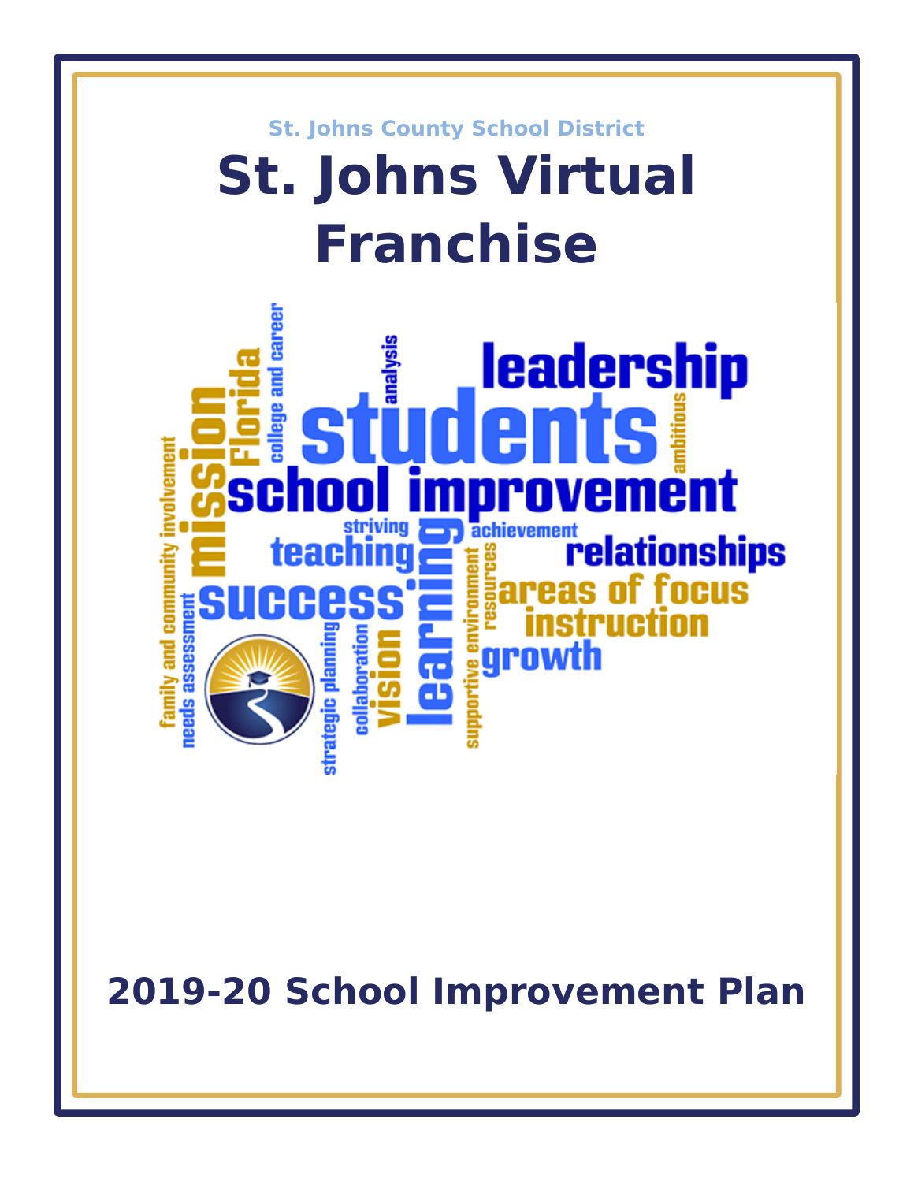St. Johns County School District

# St. Johns Virtual Franchise

## 2019-20 School Improvement Plan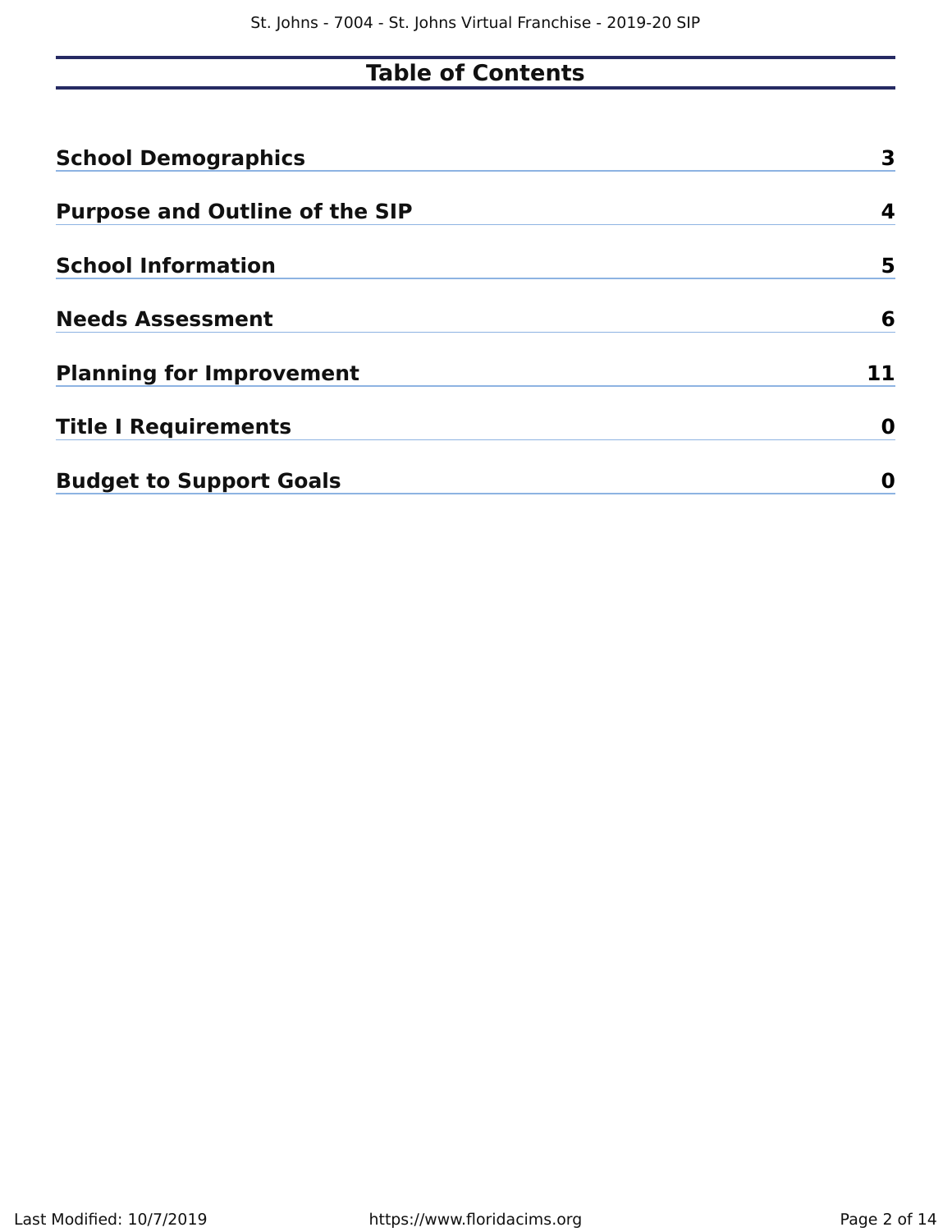# Table of Contents

| | |
|---|---|
| **School Demographics** | **3** |
| **Purpose and Outline of the SIP** | **4** |
| **School Information** | **5** |
| **Needs Assessment** | **6** |
| **Planning for Improvement** | **11** |
| **Title I Requirements** | **0** |
| **Budget to Support Goals** | **0** |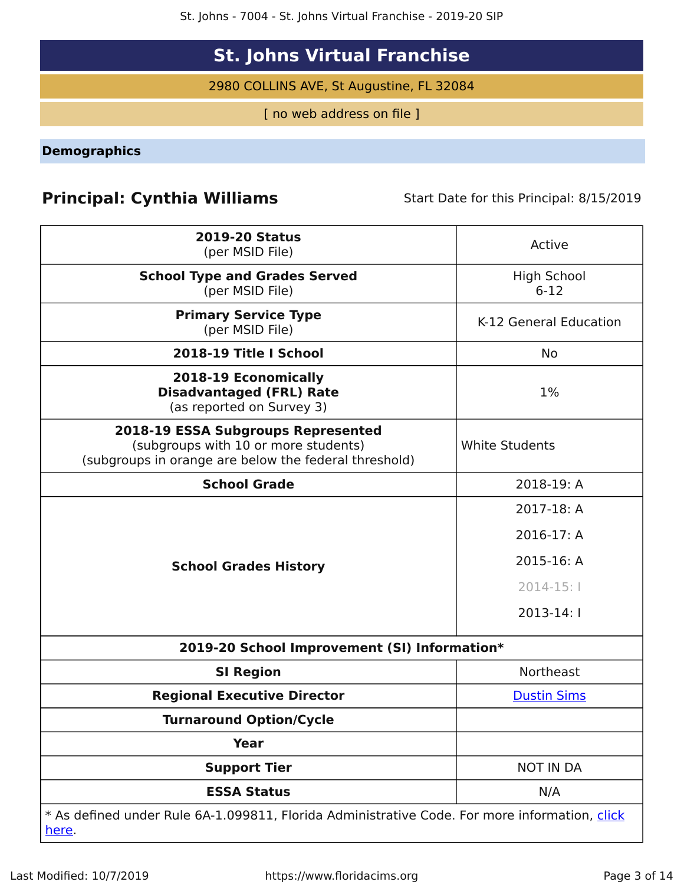# St. Johns Virtual Franchise

2980 COLLINS AVE, St Augustine, FL 32084

[ no web address on file ]

## Demographics

**Principal: Cynthia Williams** Start Date for this Principal: 8/15/2019

| | |
|---|---|
| **2019-20 Status** (per MSID File) | Active |
| **School Type and Grades Served** (per MSID File) | High School 6-12 |
| **Primary Service Type** (per MSID File) | K-12 General Education |
| **2018-19 Title I School** | No |
| **2018-19 Economically Disadvantaged (FRL) Rate** (as reported on Survey 3) | 1% |
| **2018-19 ESSA Subgroups Represented** (subgroups with 10 or more students) (subgroups in orange are below the federal threshold) | White Students |
| **School Grade** | 2018-19: A |
| **School Grades History** | 2017-18: A<br>2016-17: A<br>2015-16: A<br>2014-15: I<br>2013-14: I |
| **2019-20 School Improvement (SI) Information*** | |
| **SI Region** | Northeast |
| **Regional Executive Director** | Dustin Sims |
| **Turnaround Option/Cycle** | |
| **Year** | |
| **Support Tier** | NOT IN DA |
| **ESSA Status** | N/A |

* As defined under Rule 6A-1.099811, Florida Administrative Code. For more information, click here.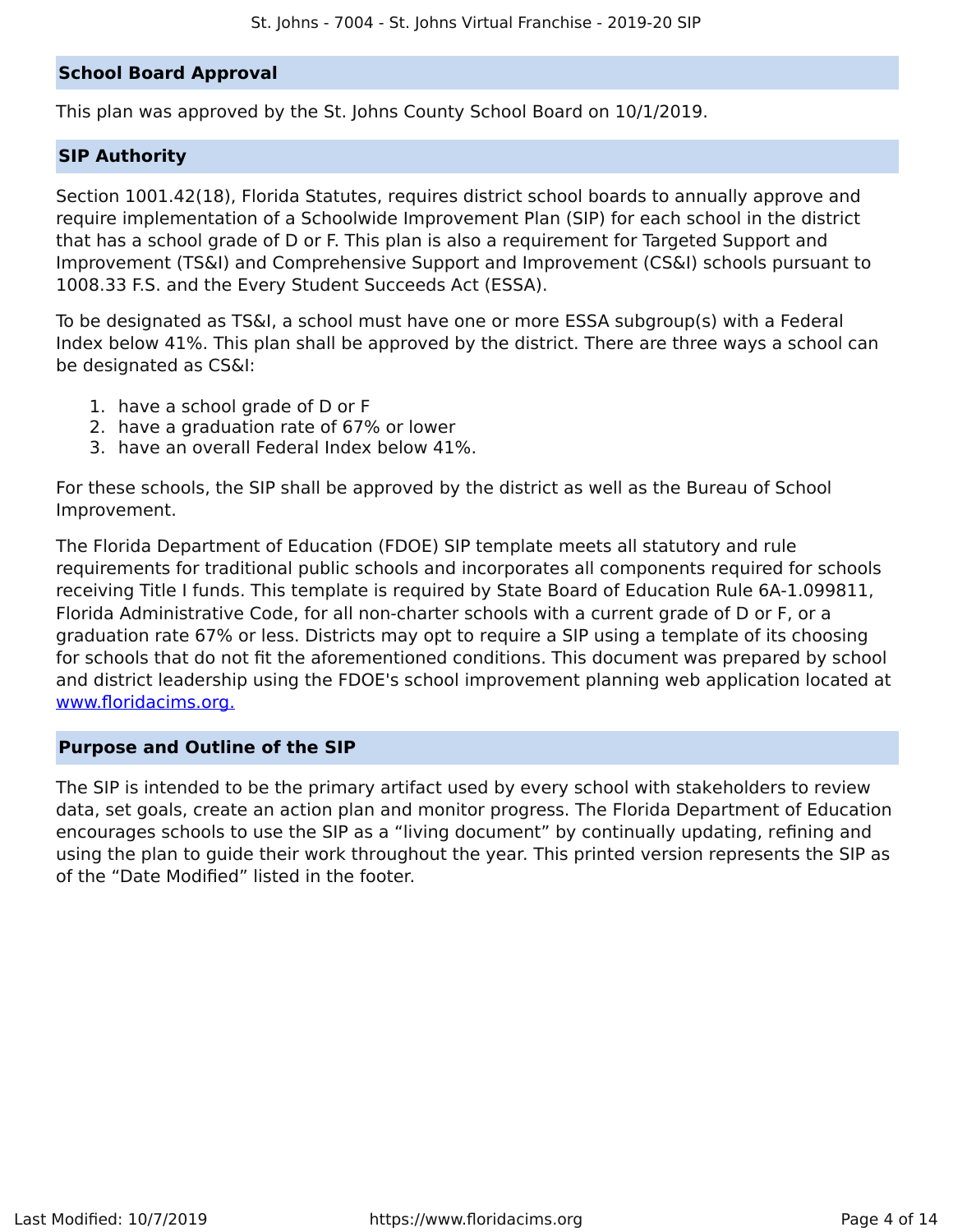## School Board Approval

This plan was approved by the St. Johns County School Board on 10/1/2019.

## SIP Authority

Section 1001.42(18), Florida Statutes, requires district school boards to annually approve and require implementation of a Schoolwide Improvement Plan (SIP) for each school in the district that has a school grade of D or F. This plan is also a requirement for Targeted Support and Improvement (TS&I) and Comprehensive Support and Improvement (CS&I) schools pursuant to 1008.33 F.S. and the Every Student Succeeds Act (ESSA).

To be designated as TS&I, a school must have one or more ESSA subgroup(s) with a Federal Index below 41%. This plan shall be approved by the district. There are three ways a school can be designated as CS&I:

1. have a school grade of D or F
2. have a graduation rate of 67% or lower
3. have an overall Federal Index below 41%.

For these schools, the SIP shall be approved by the district as well as the Bureau of School Improvement.

The Florida Department of Education (FDOE) SIP template meets all statutory and rule requirements for traditional public schools and incorporates all components required for schools receiving Title I funds. This template is required by State Board of Education Rule 6A-1.099811, Florida Administrative Code, for all non-charter schools with a current grade of D or F, or a graduation rate 67% or less. Districts may opt to require a SIP using a template of its choosing for schools that do not fit the aforementioned conditions. This document was prepared by school and district leadership using the FDOE's school improvement planning web application located at [www.floridacims.org.](https://www.floridacims.org)

## Purpose and Outline of the SIP

The SIP is intended to be the primary artifact used by every school with stakeholders to review data, set goals, create an action plan and monitor progress. The Florida Department of Education encourages schools to use the SIP as a “living document” by continually updating, refining and using the plan to guide their work throughout the year. This printed version represents the SIP as of the “Date Modified” listed in the footer.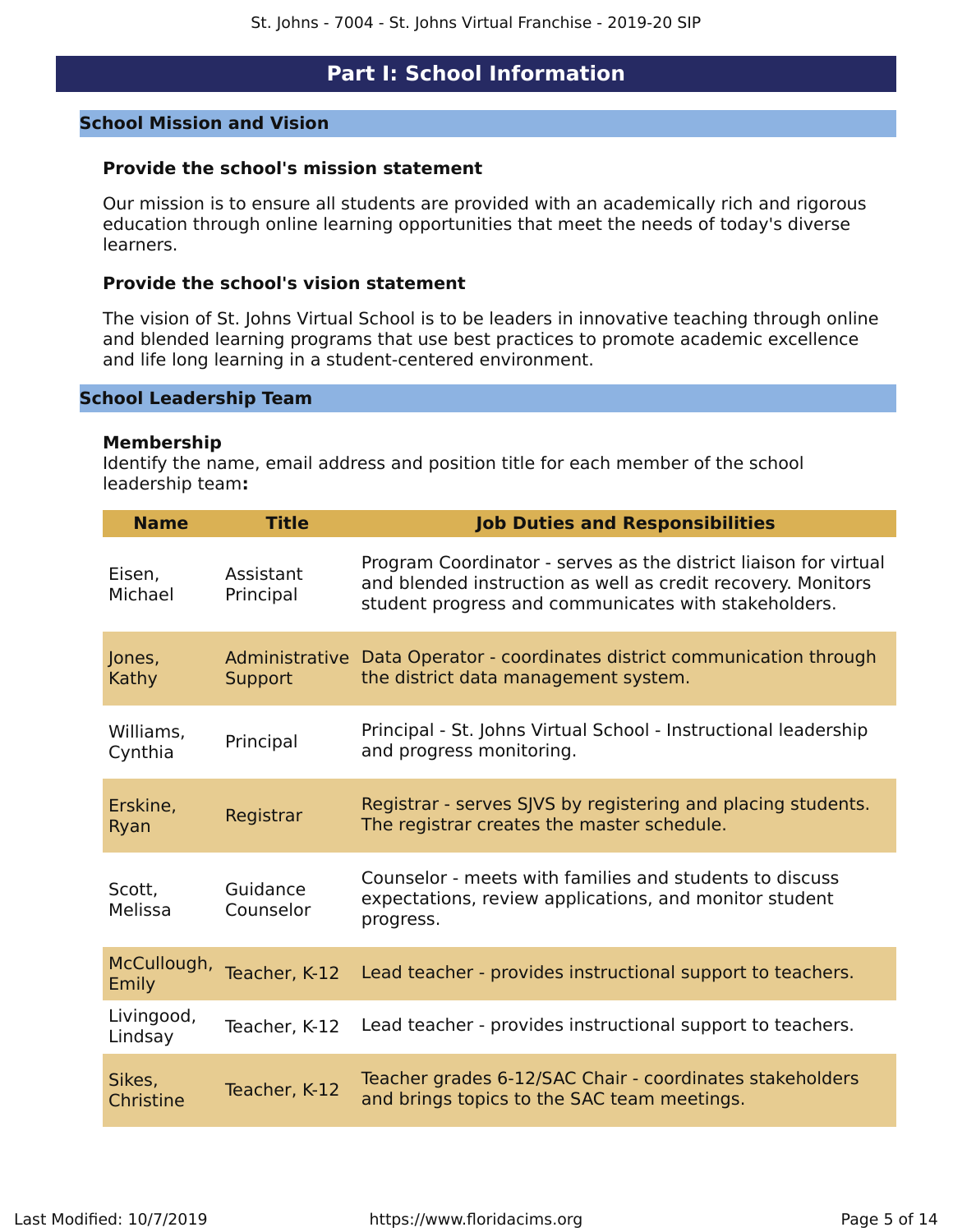# Part I: School Information

## School Mission and Vision

### Provide the school's mission statement

Our mission is to ensure all students are provided with an academically rich and rigorous education through online learning opportunities that meet the needs of today's diverse learners.

### Provide the school's vision statement

The vision of St. Johns Virtual School is to be leaders in innovative teaching through online and blended learning programs that use best practices to promote academic excellence and life long learning in a student-centered environment.

## School Leadership Team

**Membership**
Identify the name, email address and position title for each member of the school leadership team**:**

| Name | Title | Job Duties and Responsibilities |
|---|---|---|
| Eisen, Michael | Assistant Principal | Program Coordinator - serves as the district liaison for virtual and blended instruction as well as credit recovery. Monitors student progress and communicates with stakeholders. |
| Jones, Kathy | Administrative Support | Data Operator - coordinates district communication through the district data management system. |
| Williams, Cynthia | Principal | Principal - St. Johns Virtual School - Instructional leadership and progress monitoring. |
| Erskine, Ryan | Registrar | Registrar - serves SJVS by registering and placing students. The registrar creates the master schedule. |
| Scott, Melissa | Guidance Counselor | Counselor - meets with families and students to discuss expectations, review applications, and monitor student progress. |
| McCullough, Emily | Teacher, K-12 | Lead teacher - provides instructional support to teachers. |
| Livingood, Lindsay | Teacher, K-12 | Lead teacher - provides instructional support to teachers. |
| Sikes, Christine | Teacher, K-12 | Teacher grades 6-12/SAC Chair - coordinates stakeholders and brings topics to the SAC team meetings. |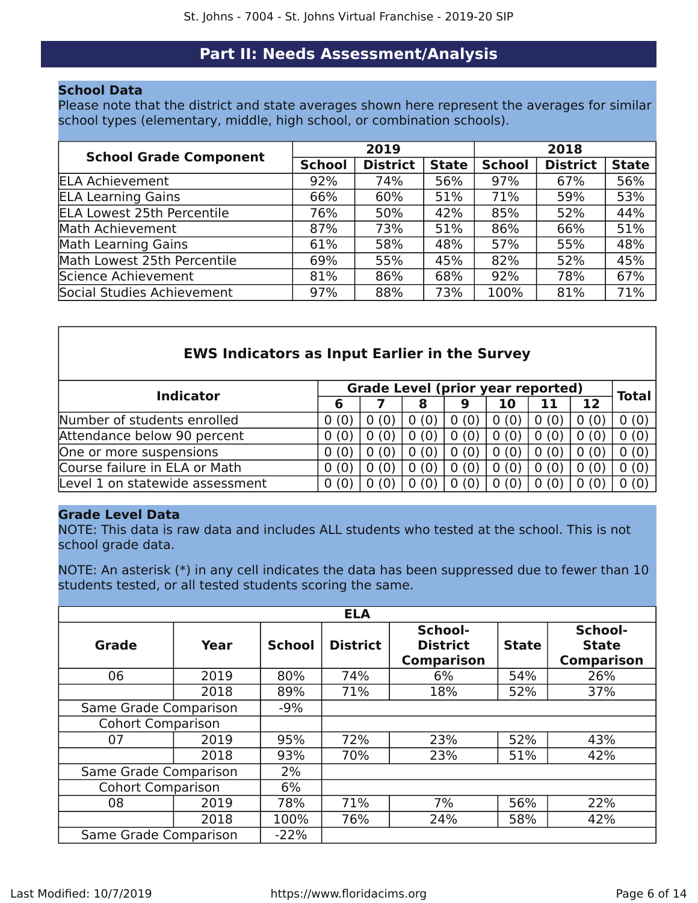## Part II: Needs Assessment/Analysis

### School Data

Please note that the district and state averages shown here represent the averages for similar school types (elementary, middle, high school, or combination schools).

| School Grade Component | 2019 | | | 2018 | | |
|---|---|---|---|---|---|---|
| | School | District | State | School | District | State |
| ELA Achievement | 92% | 74% | 56% | 97% | 67% | 56% |
| ELA Learning Gains | 66% | 60% | 51% | 71% | 59% | 53% |
| ELA Lowest 25th Percentile | 76% | 50% | 42% | 85% | 52% | 44% |
| Math Achievement | 87% | 73% | 51% | 86% | 66% | 51% |
| Math Learning Gains | 61% | 58% | 48% | 57% | 55% | 48% |
| Math Lowest 25th Percentile | 69% | 55% | 45% | 82% | 52% | 45% |
| Science Achievement | 81% | 86% | 68% | 92% | 78% | 67% |
| Social Studies Achievement | 97% | 88% | 73% | 100% | 81% | 71% |

**EWS Indicators as Input Earlier in the Survey**

| Indicator | Grade Level (prior year reported) | | | | | | | Total |
|---|---|---|---|---|---|---|---|---|
| | 6 | 7 | 8 | 9 | 10 | 11 | 12 | |
| Number of students enrolled | 0 (0) | 0 (0) | 0 (0) | 0 (0) | 0 (0) | 0 (0) | 0 (0) | 0 (0) |
| Attendance below 90 percent | 0 (0) | 0 (0) | 0 (0) | 0 (0) | 0 (0) | 0 (0) | 0 (0) | 0 (0) |
| One or more suspensions | 0 (0) | 0 (0) | 0 (0) | 0 (0) | 0 (0) | 0 (0) | 0 (0) | 0 (0) |
| Course failure in ELA or Math | 0 (0) | 0 (0) | 0 (0) | 0 (0) | 0 (0) | 0 (0) | 0 (0) | 0 (0) |
| Level 1 on statewide assessment | 0 (0) | 0 (0) | 0 (0) | 0 (0) | 0 (0) | 0 (0) | 0 (0) | 0 (0) |

### Grade Level Data

NOTE: This data is raw data and includes ALL students who tested at the school. This is not school grade data.

NOTE: An asterisk (*) in any cell indicates the data has been suppressed due to fewer than 10 students tested, or all tested students scoring the same.

**ELA**

| Grade | Year | School | District | School-District Comparison | State | School-State Comparison |
|---|---|---|---|---|---|---|
| 06 | 2019 | 80% | 74% | 6% | 54% | 26% |
| | 2018 | 89% | 71% | 18% | 52% | 37% |
| Same Grade Comparison | | -9% | | | | |
| Cohort Comparison | | | | | | |
| 07 | 2019 | 95% | 72% | 23% | 52% | 43% |
| | 2018 | 93% | 70% | 23% | 51% | 42% |
| Same Grade Comparison | | 2% | | | | |
| Cohort Comparison | | 6% | | | | |
| 08 | 2019 | 78% | 71% | 7% | 56% | 22% |
| | 2018 | 100% | 76% | 24% | 58% | 42% |
| Same Grade Comparison | | -22% | | | | |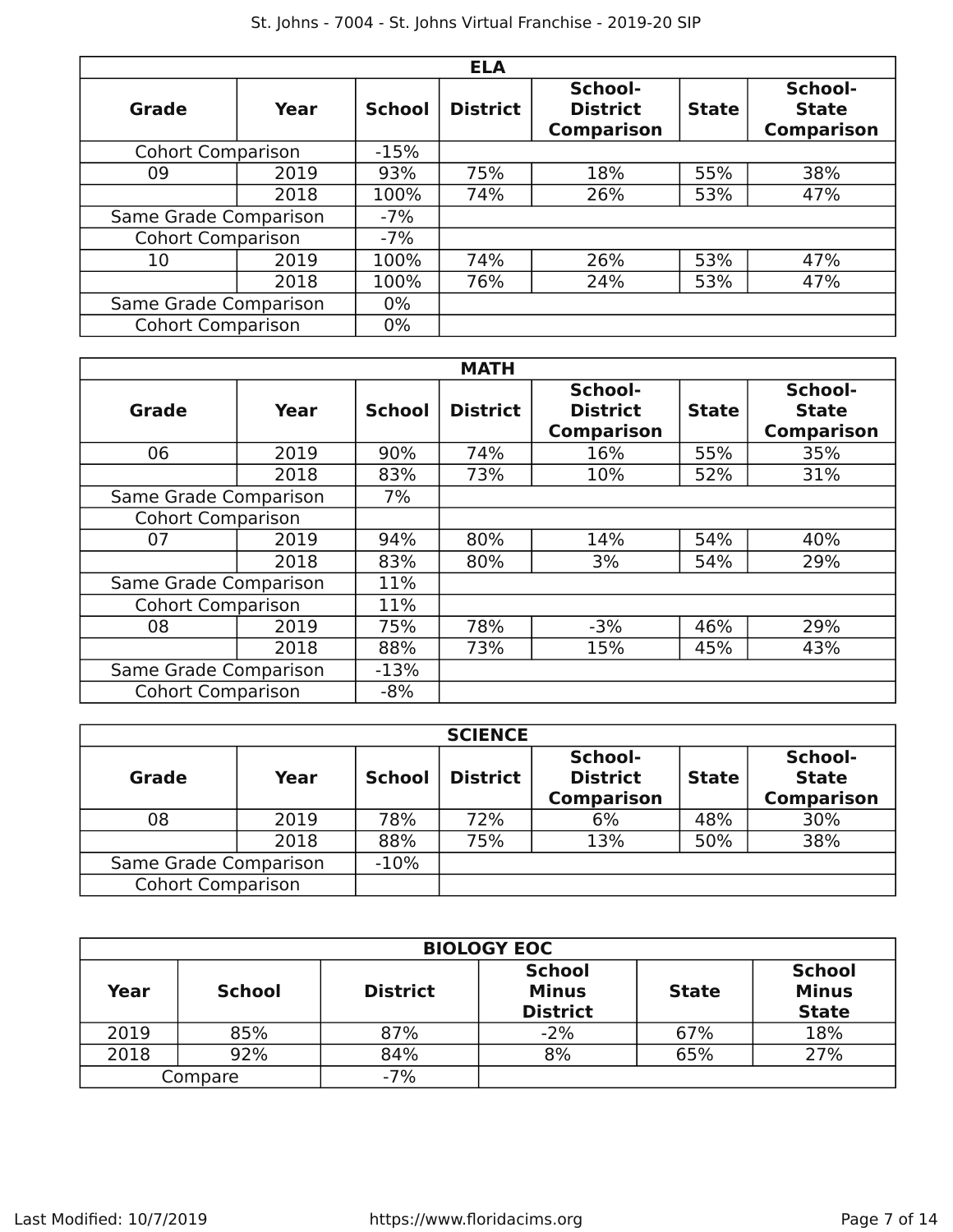| ELA | | | | | | |
|---|---|---|---|---|---|---|
| **Grade** | **Year** | **School** | **District** | **School-District Comparison** | **State** | **School-State Comparison** |
| Cohort Comparison | | -15% | | | | |
| 09 | 2019 | 93% | 75% | 18% | 55% | 38% |
| | 2018 | 100% | 74% | 26% | 53% | 47% |
| Same Grade Comparison | | -7% | | | | |
| Cohort Comparison | | -7% | | | | |
| 10 | 2019 | 100% | 74% | 26% | 53% | 47% |
| | 2018 | 100% | 76% | 24% | 53% | 47% |
| Same Grade Comparison | | 0% | | | | |
| Cohort Comparison | | 0% | | | | |

| MATH | | | | | | |
|---|---|---|---|---|---|---|
| **Grade** | **Year** | **School** | **District** | **School-District Comparison** | **State** | **School-State Comparison** |
| 06 | 2019 | 90% | 74% | 16% | 55% | 35% |
| | 2018 | 83% | 73% | 10% | 52% | 31% |
| Same Grade Comparison | | 7% | | | | |
| Cohort Comparison | | | | | | |
| 07 | 2019 | 94% | 80% | 14% | 54% | 40% |
| | 2018 | 83% | 80% | 3% | 54% | 29% |
| Same Grade Comparison | | 11% | | | | |
| Cohort Comparison | | 11% | | | | |
| 08 | 2019 | 75% | 78% | -3% | 46% | 29% |
| | 2018 | 88% | 73% | 15% | 45% | 43% |
| Same Grade Comparison | | -13% | | | | |
| Cohort Comparison | | -8% | | | | |

| SCIENCE | | | | | | |
|---|---|---|---|---|---|---|
| **Grade** | **Year** | **School** | **District** | **School-District Comparison** | **State** | **School-State Comparison** |
| 08 | 2019 | 78% | 72% | 6% | 48% | 30% |
| | 2018 | 88% | 75% | 13% | 50% | 38% |
| Same Grade Comparison | | -10% | | | | |
| Cohort Comparison | | | | | | |

| BIOLOGY EOC | | | | | |
|---|---|---|---|---|---|
| **Year** | **School** | **District** | **School Minus District** | **State** | **School Minus State** |
| 2019 | 85% | 87% | -2% | 67% | 18% |
| 2018 | 92% | 84% | 8% | 65% | 27% |
| Compare | | -7% | | | |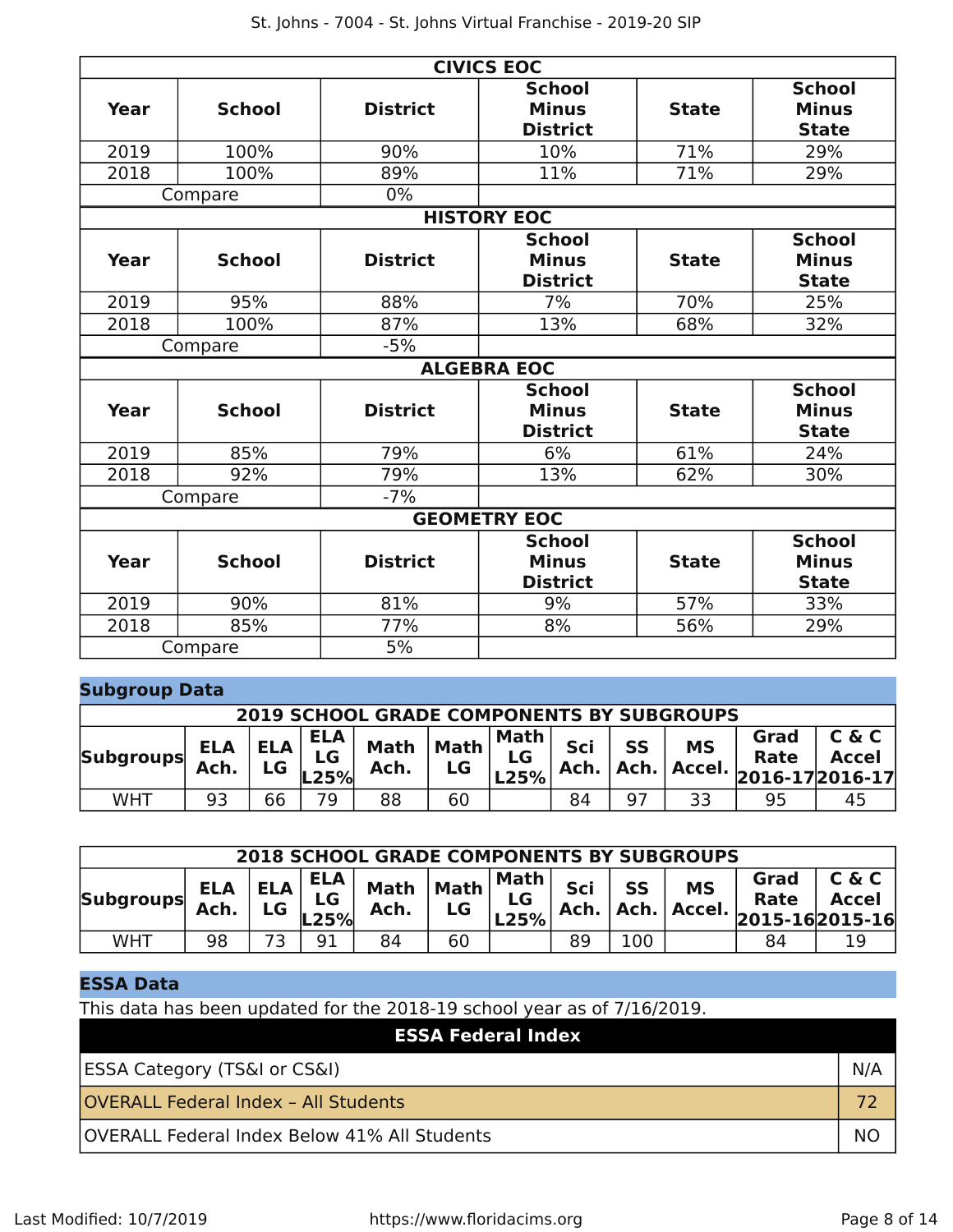| CIVICS EOC | | | | | |
|---|---|---|---|---|---|
| **Year** | **School** | **District** | **School Minus District** | **State** | **School Minus State** |
| 2019 | 100% | 90% | 10% | 71% | 29% |
| 2018 | 100% | 89% | 11% | 71% | 29% |
| Compare | | 0% | | | |

| HISTORY EOC | | | | | |
|---|---|---|---|---|---|
| **Year** | **School** | **District** | **School Minus District** | **State** | **School Minus State** |
| 2019 | 95% | 88% | 7% | 70% | 25% |
| 2018 | 100% | 87% | 13% | 68% | 32% |
| Compare | | -5% | | | |

| ALGEBRA EOC | | | | | |
|---|---|---|---|---|---|
| **Year** | **School** | **District** | **School Minus District** | **State** | **School Minus State** |
| 2019 | 85% | 79% | 6% | 61% | 24% |
| 2018 | 92% | 79% | 13% | 62% | 30% |
| Compare | | -7% | | | |

| GEOMETRY EOC | | | | | |
|---|---|---|---|---|---|
| **Year** | **School** | **District** | **School Minus District** | **State** | **School Minus State** |
| 2019 | 90% | 81% | 9% | 57% | 33% |
| 2018 | 85% | 77% | 8% | 56% | 29% |
| Compare | | 5% | | | |

## Subgroup Data

| 2019 SCHOOL GRADE COMPONENTS BY SUBGROUPS | | | | | | | | | | | |
|---|---|---|---|---|---|---|---|---|---|---|---|
| **Subgroups** | **ELA Ach.** | **ELA LG** | **ELA LG L25%** | **Math Ach.** | **Math LG** | **Math LG L25%** | **Sci Ach.** | **SS Ach.** | **MS Accel.** | **Grad Rate 2016-17** | **C & C Accel 2016-17** |
| WHT | 93 | 66 | 79 | 88 | 60 | | 84 | 97 | 33 | 95 | 45 |

| 2018 SCHOOL GRADE COMPONENTS BY SUBGROUPS | | | | | | | | | | | |
|---|---|---|---|---|---|---|---|---|---|---|---|
| **Subgroups** | **ELA Ach.** | **ELA LG** | **ELA LG L25%** | **Math Ach.** | **Math LG** | **Math LG L25%** | **Sci Ach.** | **SS Ach.** | **MS Accel.** | **Grad Rate 2015-16** | **C & C Accel 2015-16** |
| WHT | 98 | 73 | 91 | 84 | 60 | | 89 | 100 | | 84 | 19 |

## ESSA Data

This data has been updated for the 2018-19 school year as of 7/16/2019.

| ESSA Federal Index | |
|---|---|
| ESSA Category (TS&I or CS&I) | N/A |
| OVERALL Federal Index – All Students | 72 |
| OVERALL Federal Index Below 41% All Students | NO |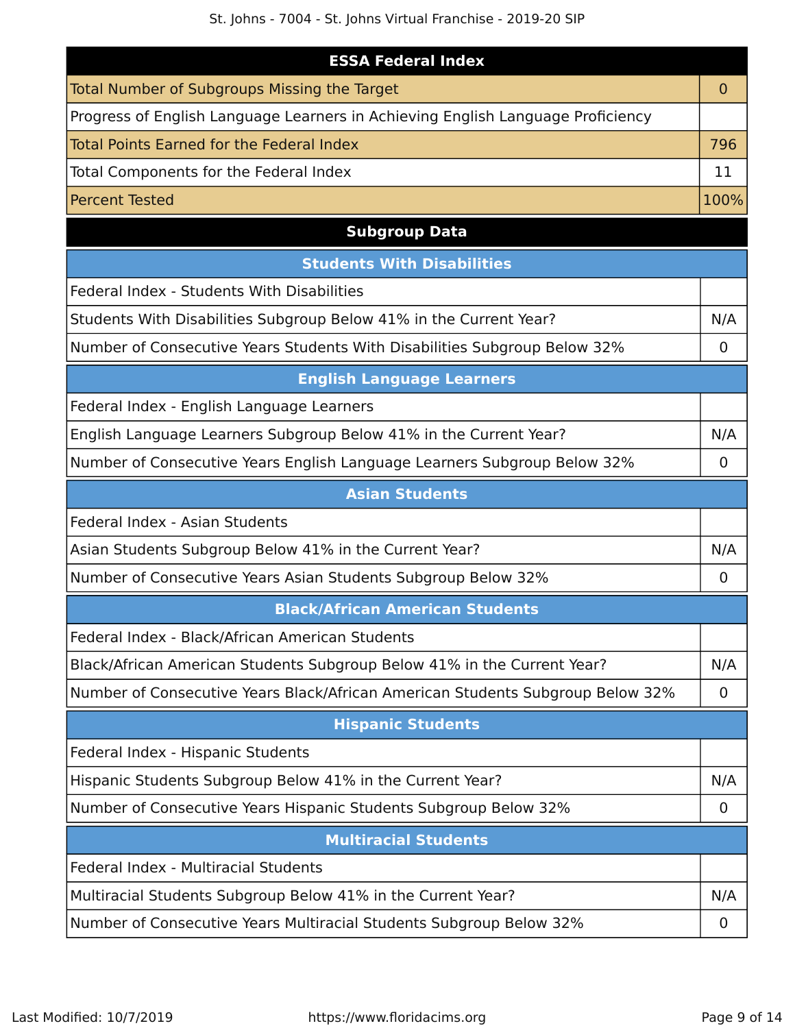| ESSA Federal Index | |
|---|---|
| Total Number of Subgroups Missing the Target | 0 |
| Progress of English Language Learners in Achieving English Language Proficiency | |
| Total Points Earned for the Federal Index | 796 |
| Total Components for the Federal Index | 11 |
| Percent Tested | 100% |

## Subgroup Data

| Students With Disabilities | |
|---|---|
| Federal Index - Students With Disabilities | |
| Students With Disabilities Subgroup Below 41% in the Current Year? | N/A |
| Number of Consecutive Years Students With Disabilities Subgroup Below 32% | 0 |

| English Language Learners | |
|---|---|
| Federal Index - English Language Learners | |
| English Language Learners Subgroup Below 41% in the Current Year? | N/A |
| Number of Consecutive Years English Language Learners Subgroup Below 32% | 0 |

| Asian Students | |
|---|---|
| Federal Index - Asian Students | |
| Asian Students Subgroup Below 41% in the Current Year? | N/A |
| Number of Consecutive Years Asian Students Subgroup Below 32% | 0 |

| Black/African American Students | |
|---|---|
| Federal Index - Black/African American Students | |
| Black/African American Students Subgroup Below 41% in the Current Year? | N/A |
| Number of Consecutive Years Black/African American Students Subgroup Below 32% | 0 |

| Hispanic Students | |
|---|---|
| Federal Index - Hispanic Students | |
| Hispanic Students Subgroup Below 41% in the Current Year? | N/A |
| Number of Consecutive Years Hispanic Students Subgroup Below 32% | 0 |

| Multiracial Students | |
|---|---|
| Federal Index - Multiracial Students | |
| Multiracial Students Subgroup Below 41% in the Current Year? | N/A |
| Number of Consecutive Years Multiracial Students Subgroup Below 32% | 0 |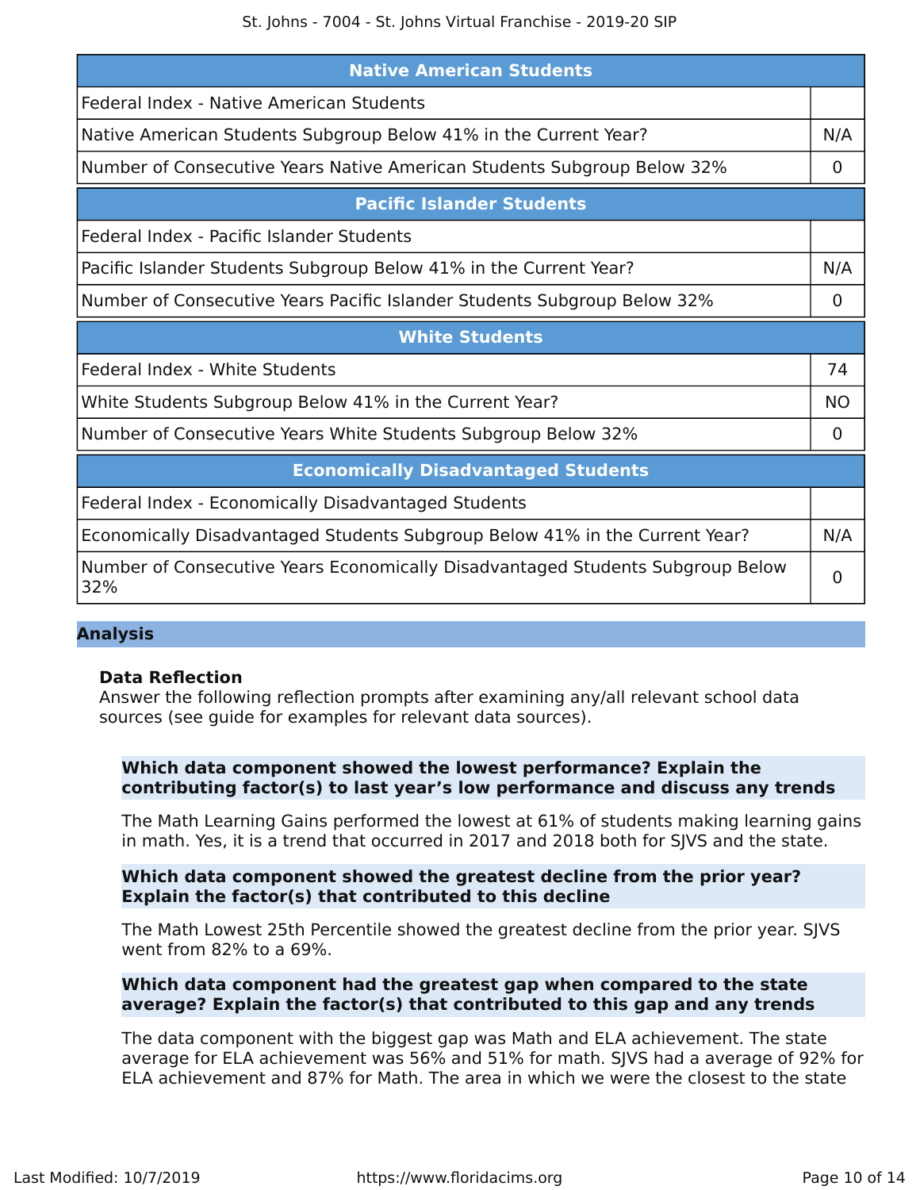| Native American Students | |
|---|---|
| Federal Index - Native American Students | |
| Native American Students Subgroup Below 41% in the Current Year? | N/A |
| Number of Consecutive Years Native American Students Subgroup Below 32% | 0 |

| Pacific Islander Students | |
|---|---|
| Federal Index - Pacific Islander Students | |
| Pacific Islander Students Subgroup Below 41% in the Current Year? | N/A |
| Number of Consecutive Years Pacific Islander Students Subgroup Below 32% | 0 |

| White Students | |
|---|---|
| Federal Index - White Students | 74 |
| White Students Subgroup Below 41% in the Current Year? | NO |
| Number of Consecutive Years White Students Subgroup Below 32% | 0 |

| Economically Disadvantaged Students | |
|---|---|
| Federal Index - Economically Disadvantaged Students | |
| Economically Disadvantaged Students Subgroup Below 41% in the Current Year? | N/A |
| Number of Consecutive Years Economically Disadvantaged Students Subgroup Below 32% | 0 |

## Analysis

### Data Reflection

Answer the following reflection prompts after examining any/all relevant school data sources (see guide for examples for relevant data sources).

**Which data component showed the lowest performance? Explain the contributing factor(s) to last year's low performance and discuss any trends**

The Math Learning Gains performed the lowest at 61% of students making learning gains in math. Yes, it is a trend that occurred in 2017 and 2018 both for SJVS and the state.

**Which data component showed the greatest decline from the prior year? Explain the factor(s) that contributed to this decline**

The Math Lowest 25th Percentile showed the greatest decline from the prior year. SJVS went from 82% to a 69%.

**Which data component had the greatest gap when compared to the state average? Explain the factor(s) that contributed to this gap and any trends**

The data component with the biggest gap was Math and ELA achievement. The state average for ELA achievement was 56% and 51% for math. SJVS had a average of 92% for ELA achievement and 87% for Math. The area in which we were the closest to the state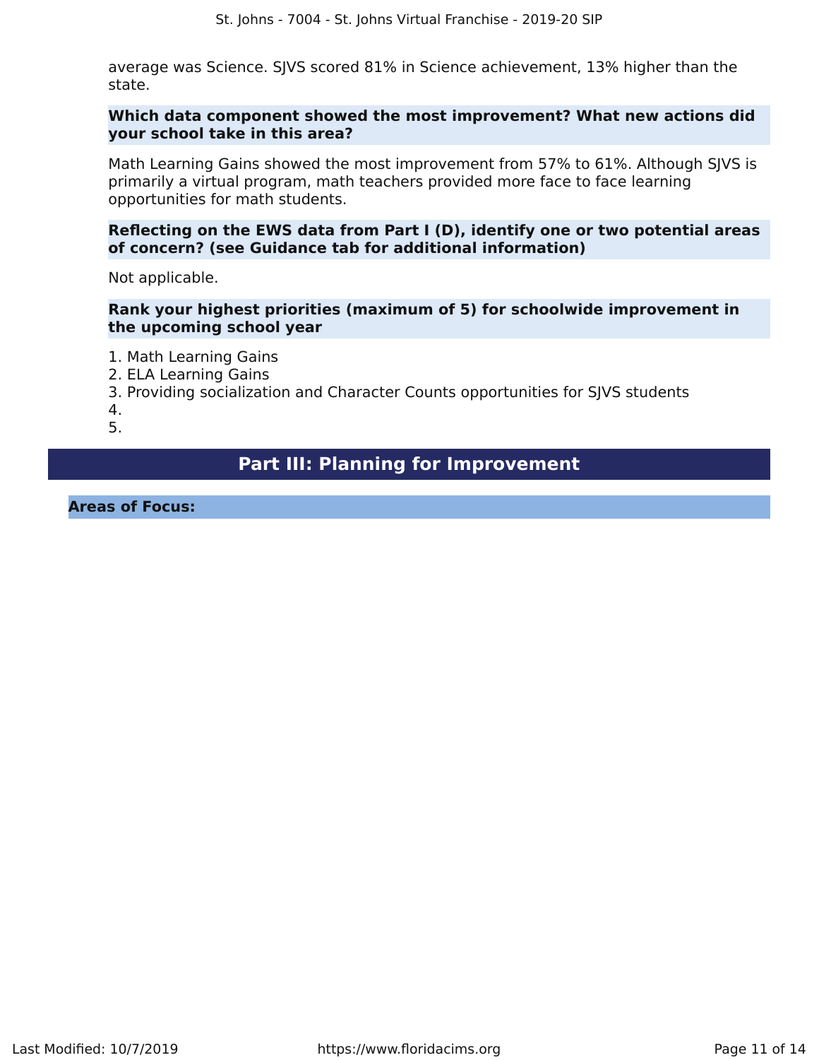average was Science. SJVS scored 81% in Science achievement, 13% higher than the state.

**Which data component showed the most improvement? What new actions did your school take in this area?**

Math Learning Gains showed the most improvement from 57% to 61%. Although SJVS is primarily a virtual program, math teachers provided more face to face learning opportunities for math students.

**Reflecting on the EWS data from Part I (D), identify one or two potential areas of concern? (see Guidance tab for additional information)**

Not applicable.

**Rank your highest priorities (maximum of 5) for schoolwide improvement in the upcoming school year**

1. Math Learning Gains
2. ELA Learning Gains
3. Providing socialization and Character Counts opportunities for SJVS students
4.
5.

## Part III: Planning for Improvement

### Areas of Focus: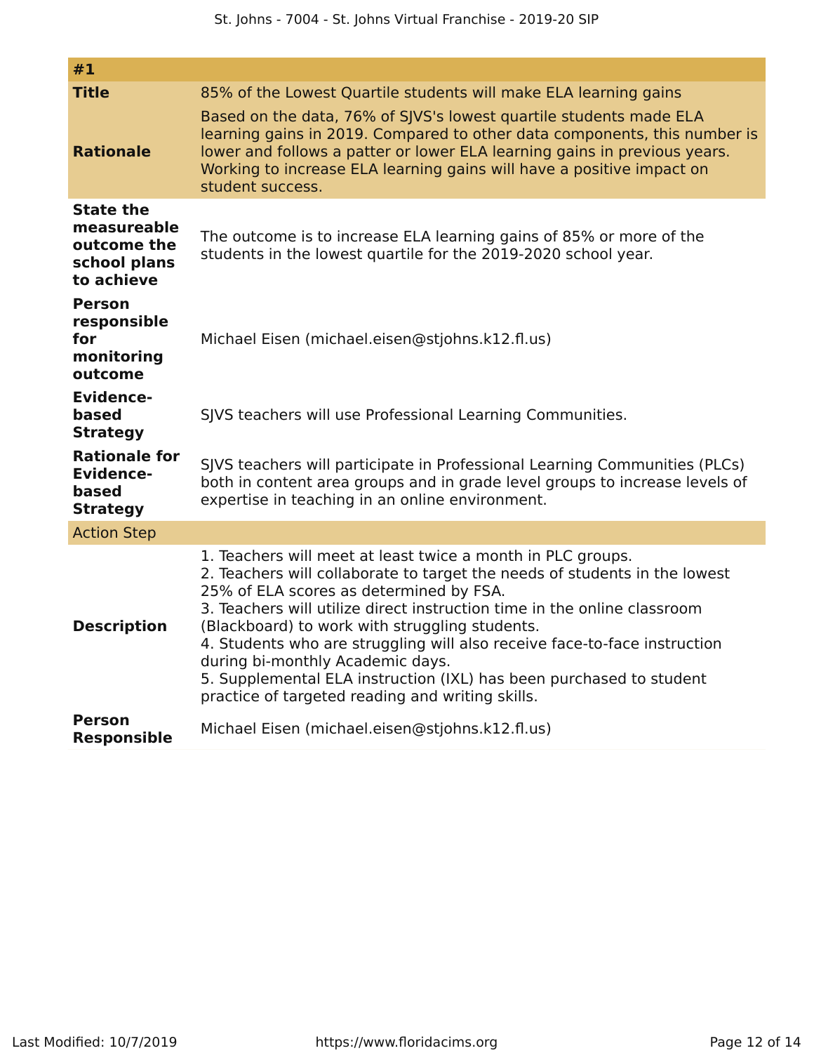| #1 | |
|---|---|
| **Title** | 85% of the Lowest Quartile students will make ELA learning gains |
| **Rationale** | Based on the data, 76% of SJVS's lowest quartile students made ELA learning gains in 2019. Compared to other data components, this number is lower and follows a patter or lower ELA learning gains in previous years. Working to increase ELA learning gains will have a positive impact on student success. |
| **State the measureable outcome the school plans to achieve** | The outcome is to increase ELA learning gains of 85% or more of the students in the lowest quartile for the 2019-2020 school year. |
| **Person responsible for monitoring outcome** | Michael Eisen (michael.eisen@stjohns.k12.fl.us) |
| **Evidence-based Strategy** | SJVS teachers will use Professional Learning Communities. |
| **Rationale for Evidence-based Strategy** | SJVS teachers will participate in Professional Learning Communities (PLCs) both in content area groups and in grade level groups to increase levels of expertise in teaching in an online environment. |
| Action Step | |
| **Description** | 1. Teachers will meet at least twice a month in PLC groups.<br>2. Teachers will collaborate to target the needs of students in the lowest 25% of ELA scores as determined by FSA.<br>3. Teachers will utilize direct instruction time in the online classroom (Blackboard) to work with struggling students.<br>4. Students who are struggling will also receive face-to-face instruction during bi-monthly Academic days.<br>5. Supplemental ELA instruction (IXL) has been purchased to student practice of targeted reading and writing skills. |
| **Person Responsible** | Michael Eisen (michael.eisen@stjohns.k12.fl.us) |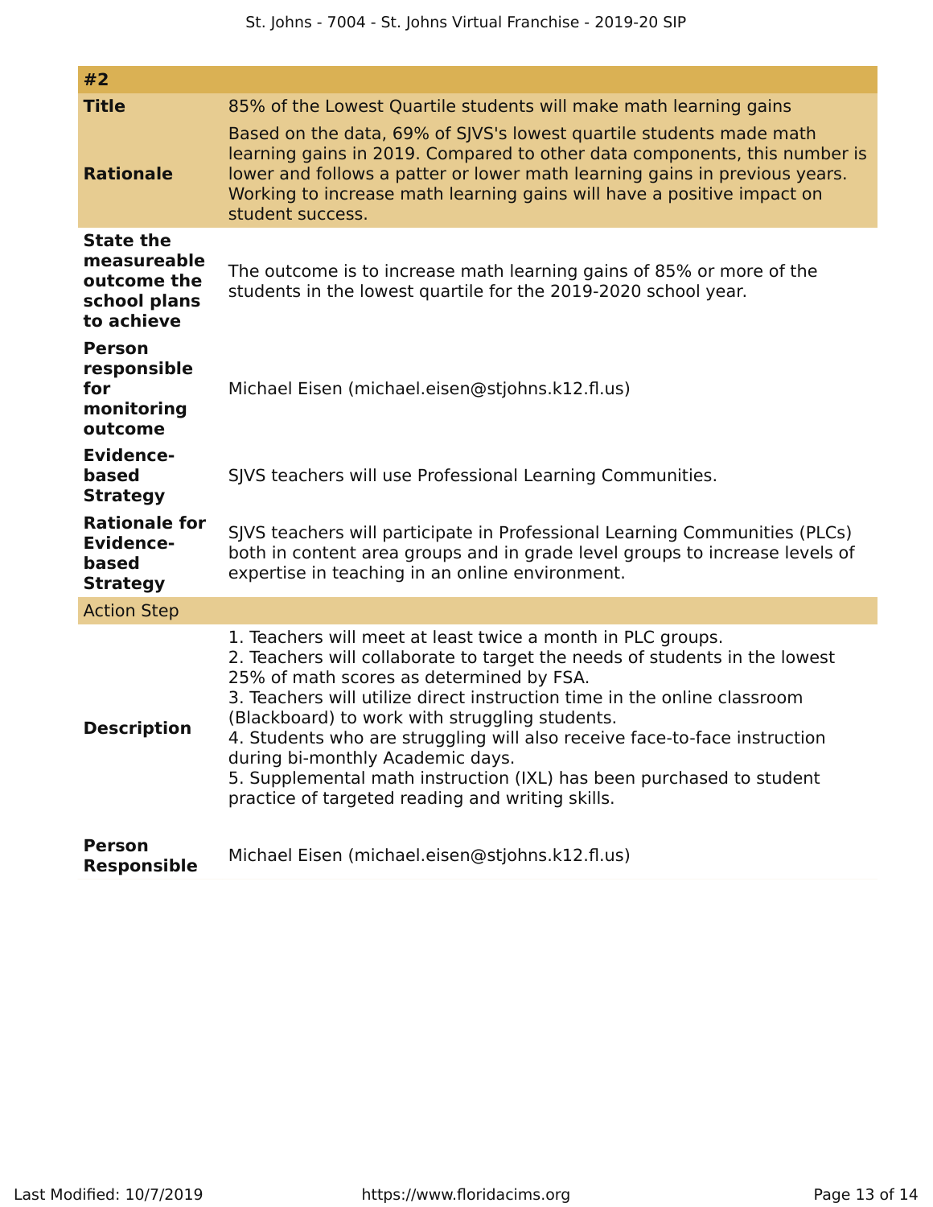| #2 | |
| --- | --- |
| **Title** | 85% of the Lowest Quartile students will make math learning gains |
| **Rationale** | Based on the data, 69% of SJVS's lowest quartile students made math learning gains in 2019. Compared to other data components, this number is lower and follows a patter or lower math learning gains in previous years. Working to increase math learning gains will have a positive impact on student success. |
| **State the measureable outcome the school plans to achieve** | The outcome is to increase math learning gains of 85% or more of the students in the lowest quartile for the 2019-2020 school year. |
| **Person responsible for monitoring outcome** | Michael Eisen (michael.eisen@stjohns.k12.fl.us) |
| **Evidence-based Strategy** | SJVS teachers will use Professional Learning Communities. |
| **Rationale for Evidence-based Strategy** | SJVS teachers will participate in Professional Learning Communities (PLCs) both in content area groups and in grade level groups to increase levels of expertise in teaching in an online environment. |
| Action Step | |
| **Description** | 1. Teachers will meet at least twice a month in PLC groups.<br>2. Teachers will collaborate to target the needs of students in the lowest 25% of math scores as determined by FSA.<br>3. Teachers will utilize direct instruction time in the online classroom (Blackboard) to work with struggling students.<br>4. Students who are struggling will also receive face-to-face instruction during bi-monthly Academic days.<br>5. Supplemental math instruction (IXL) has been purchased to student practice of targeted reading and writing skills. |
| **Person Responsible** | Michael Eisen (michael.eisen@stjohns.k12.fl.us) |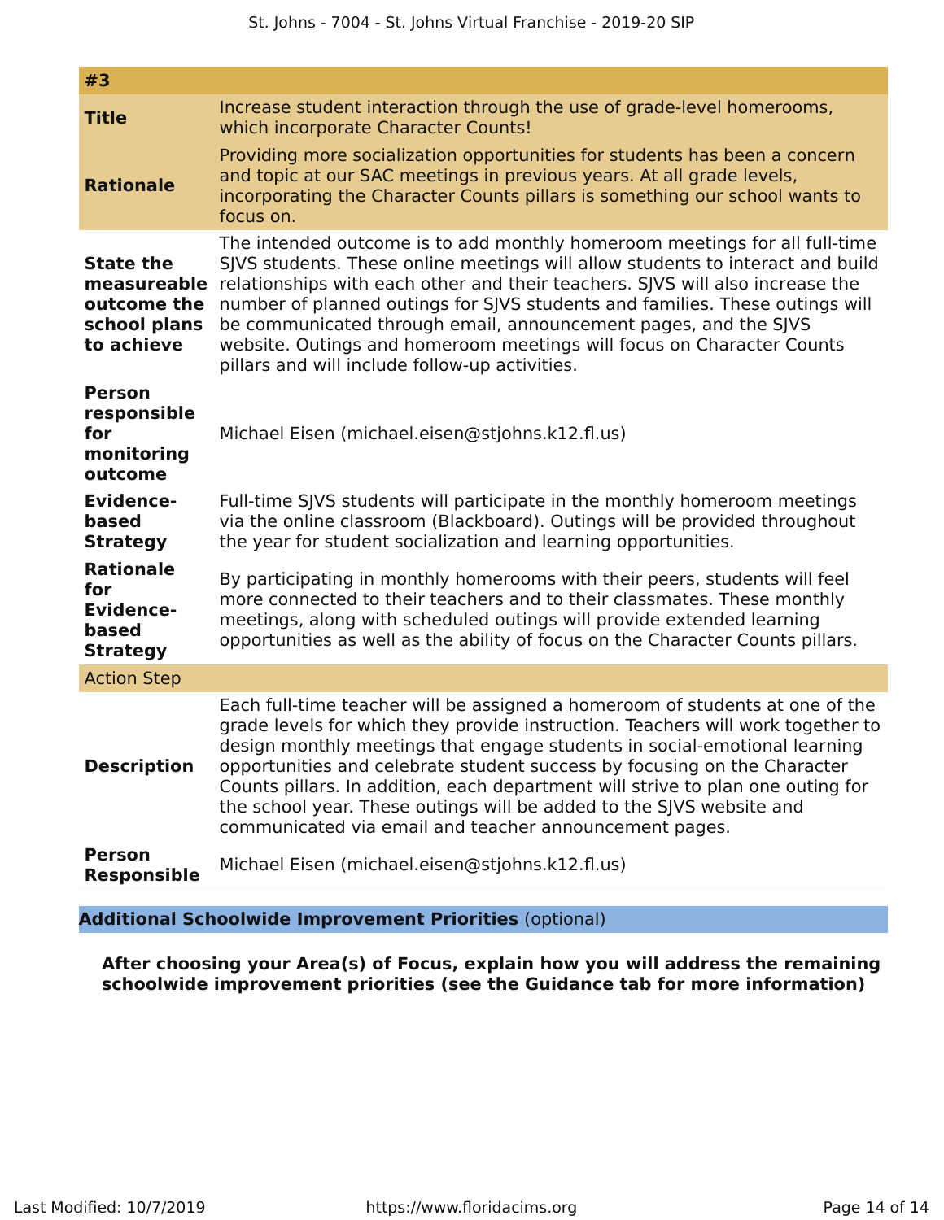| #3 | |
|---|---|
| **Title** | Increase student interaction through the use of grade-level homerooms, which incorporate Character Counts! |
| **Rationale** | Providing more socialization opportunities for students has been a concern and topic at our SAC meetings in previous years. At all grade levels, incorporating the Character Counts pillars is something our school wants to focus on. |
| **State the measureable outcome the school plans to achieve** | The intended outcome is to add monthly homeroom meetings for all full-time SJVS students. These online meetings will allow students to interact and build relationships with each other and their teachers. SJVS will also increase the number of planned outings for SJVS students and families. These outings will be communicated through email, announcement pages, and the SJVS website. Outings and homeroom meetings will focus on Character Counts pillars and will include follow-up activities. |
| **Person responsible for monitoring outcome** | Michael Eisen (michael.eisen@stjohns.k12.fl.us) |
| **Evidence-based Strategy** | Full-time SJVS students will participate in the monthly homeroom meetings via the online classroom (Blackboard). Outings will be provided throughout the year for student socialization and learning opportunities. |
| **Rationale for Evidence-based Strategy** | By participating in monthly homerooms with their peers, students will feel more connected to their teachers and to their classmates. These monthly meetings, along with scheduled outings will provide extended learning opportunities as well as the ability of focus on the Character Counts pillars. |
| Action Step | |
| **Description** | Each full-time teacher will be assigned a homeroom of students at one of the grade levels for which they provide instruction. Teachers will work together to design monthly meetings that engage students in social-emotional learning opportunities and celebrate student success by focusing on the Character Counts pillars. In addition, each department will strive to plan one outing for the school year. These outings will be added to the SJVS website and communicated via email and teacher announcement pages. |
| **Person Responsible** | Michael Eisen (michael.eisen@stjohns.k12.fl.us) |

## **Additional Schoolwide Improvement Priorities** (optional)

**After choosing your Area(s) of Focus, explain how you will address the remaining schoolwide improvement priorities (see the Guidance tab for more information)**